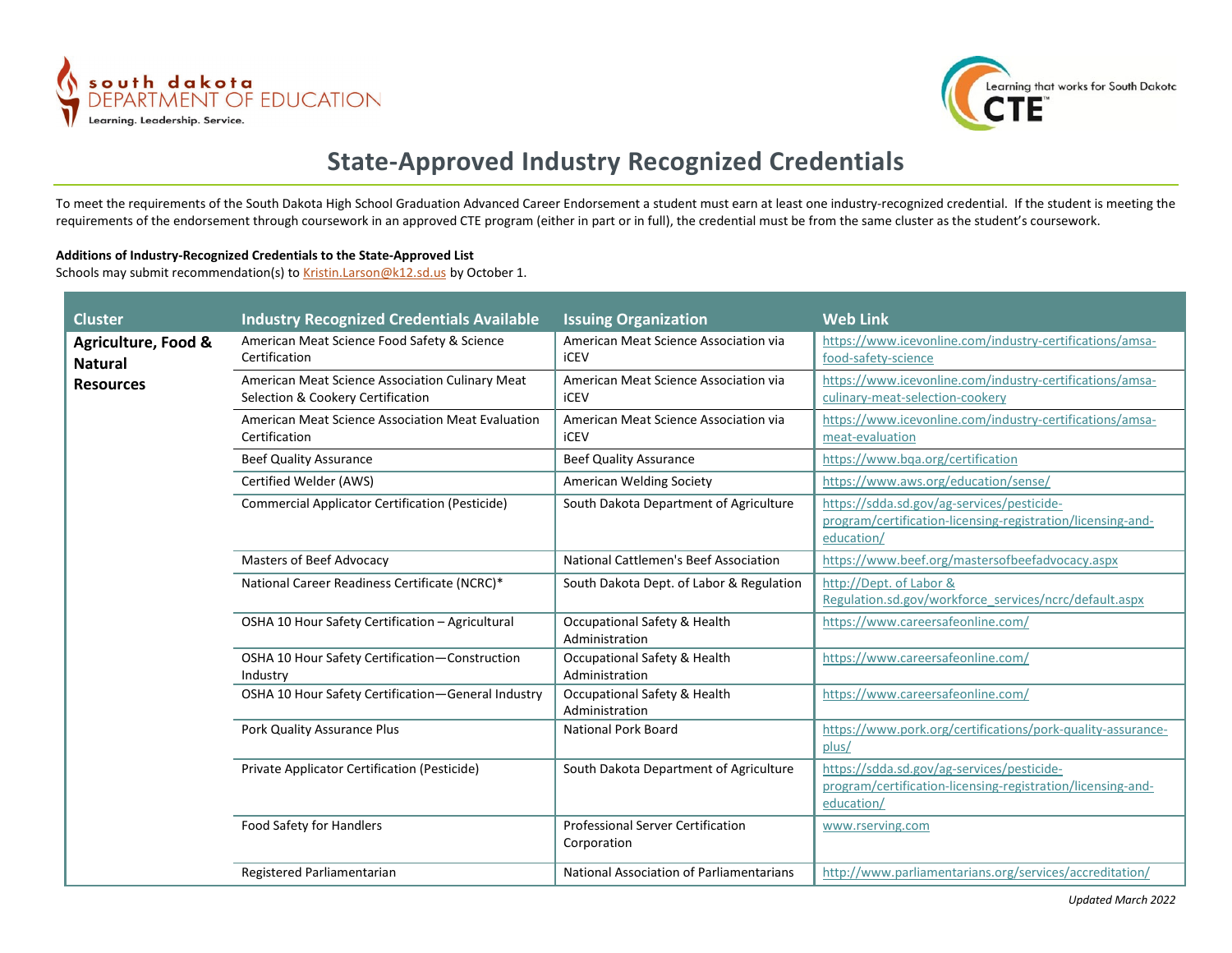# State-Approved Industry Recognized Credentials

To meet the requirements of the South Dakota High School Graduation Advanced Career Endorsement a student must earn at least one industry-recognized credential. If the student is meeting the requirements of the endorsement through coursework in an approved CTE program (either in part or in full), the credential must be from the same cluster as the student's coursework.

**Additions of Industry-Recognized Credentials to the State-Approved List**
Schools may submit recommendation(s) to Kristin.Larson@k12.sd.us by October 1.

| Cluster | Industry Recognized Credentials Available | Issuing Organization | Web Link |
|---|---|---|---|
| **Agriculture, Food & Natural Resources** | American Meat Science Food Safety & Science Certification | American Meat Science Association via iCEV | https://www.icevonline.com/industry-certifications/amsa-food-safety-science |
| | American Meat Science Association Culinary Meat Selection & Cookery Certification | American Meat Science Association via iCEV | https://www.icevonline.com/industry-certifications/amsa-culinary-meat-selection-cookery |
| | American Meat Science Association Meat Evaluation Certification | American Meat Science Association via iCEV | https://www.icevonline.com/industry-certifications/amsa-meat-evaluation |
| | Beef Quality Assurance | Beef Quality Assurance | https://www.bqa.org/certification |
| | Certified Welder (AWS) | American Welding Society | https://www.aws.org/education/sense/ |
| | Commercial Applicator Certification (Pesticide) | South Dakota Department of Agriculture | https://sdda.sd.gov/ag-services/pesticide-program/certification-licensing-registration/licensing-and-education/ |
| | Masters of Beef Advocacy | National Cattlemen's Beef Association | https://www.beef.org/mastersofbeefadvocacy.aspx |
| | National Career Readiness Certificate (NCRC)* | South Dakota Dept. of Labor & Regulation | http://Dept. of Labor & Regulation.sd.gov/workforce_services/ncrc/default.aspx |
| | OSHA 10 Hour Safety Certification – Agricultural | Occupational Safety & Health Administration | https://www.careersafeonline.com/ |
| | OSHA 10 Hour Safety Certification—Construction Industry | Occupational Safety & Health Administration | https://www.careersafeonline.com/ |
| | OSHA 10 Hour Safety Certification—General Industry | Occupational Safety & Health Administration | https://www.careersafeonline.com/ |
| | Pork Quality Assurance Plus | National Pork Board | https://www.pork.org/certifications/pork-quality-assurance-plus/ |
| | Private Applicator Certification (Pesticide) | South Dakota Department of Agriculture | https://sdda.sd.gov/ag-services/pesticide-program/certification-licensing-registration/licensing-and-education/ |
| | Food Safety for Handlers | Professional Server Certification Corporation | www.rserving.com |
| | Registered Parliamentarian | National Association of Parliamentarians | http://www.parliamentarians.org/services/accreditation/ |

*Updated March 2022*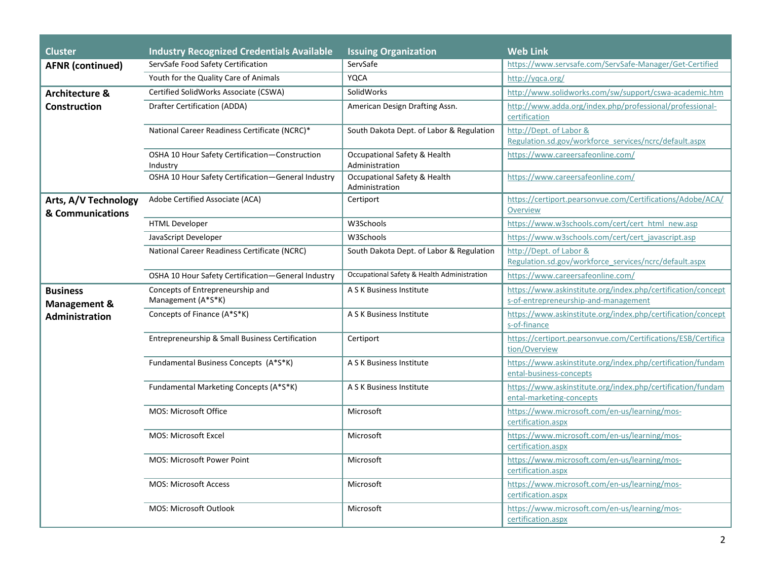| Cluster | Industry Recognized Credentials Available | Issuing Organization | Web Link |
|---|---|---|---|
| **AFNR (continued)** | ServSafe Food Safety Certification | ServSafe | https://www.servsafe.com/ServSafe-Manager/Get-Certified |
| | Youth for the Quality Care of Animals | YQCA | http://yqca.org/ |
| **Architecture & Construction** | Certified SolidWorks Associate (CSWA) | SolidWorks | http://www.solidworks.com/sw/support/cswa-academic.htm |
| | Drafter Certification (ADDA) | American Design Drafting Assn. | http://www.adda.org/index.php/professional/professional-certification |
| | National Career Readiness Certificate (NCRC)* | South Dakota Dept. of Labor & Regulation | http://Dept. of Labor & Regulation.sd.gov/workforce_services/ncrc/default.aspx |
| | OSHA 10 Hour Safety Certification—Construction Industry | Occupational Safety & Health Administration | https://www.careersafeonline.com/ |
| | OSHA 10 Hour Safety Certification—General Industry | Occupational Safety & Health Administration | https://www.careersafeonline.com/ |
| **Arts, A/V Technology & Communications** | Adobe Certified Associate (ACA) | Certiport | https://certiport.pearsonvue.com/Certifications/Adobe/ACA/Overview |
| | HTML Developer | W3Schools | https://www.w3schools.com/cert/cert_html_new.asp |
| | JavaScript Developer | W3Schools | https://www.w3schools.com/cert/cert_javascript.asp |
| | National Career Readiness Certificate (NCRC) | South Dakota Dept. of Labor & Regulation | http://Dept. of Labor & Regulation.sd.gov/workforce_services/ncrc/default.aspx |
| | OSHA 10 Hour Safety Certification—General Industry | Occupational Safety & Health Administration | https://www.careersafeonline.com/ |
| **Business Management & Administration** | Concepts of Entrepreneurship and Management (A*S*K) | A S K Business Institute | https://www.askinstitute.org/index.php/certification/concepts-of-entrepreneurship-and-management |
| | Concepts of Finance (A*S*K) | A S K Business Institute | https://www.askinstitute.org/index.php/certification/concepts-of-finance |
| | Entrepreneurship & Small Business Certification | Certiport | https://certiport.pearsonvue.com/Certifications/ESB/Certification/Overview |
| | Fundamental Business Concepts (A*S*K) | A S K Business Institute | https://www.askinstitute.org/index.php/certification/fundamental-business-concepts |
| | Fundamental Marketing Concepts (A*S*K) | A S K Business Institute | https://www.askinstitute.org/index.php/certification/fundamental-marketing-concepts |
| | MOS: Microsoft Office | Microsoft | https://www.microsoft.com/en-us/learning/mos-certification.aspx |
| | MOS: Microsoft Excel | Microsoft | https://www.microsoft.com/en-us/learning/mos-certification.aspx |
| | MOS: Microsoft Power Point | Microsoft | https://www.microsoft.com/en-us/learning/mos-certification.aspx |
| | MOS: Microsoft Access | Microsoft | https://www.microsoft.com/en-us/learning/mos-certification.aspx |
| | MOS: Microsoft Outlook | Microsoft | https://www.microsoft.com/en-us/learning/mos-certification.aspx |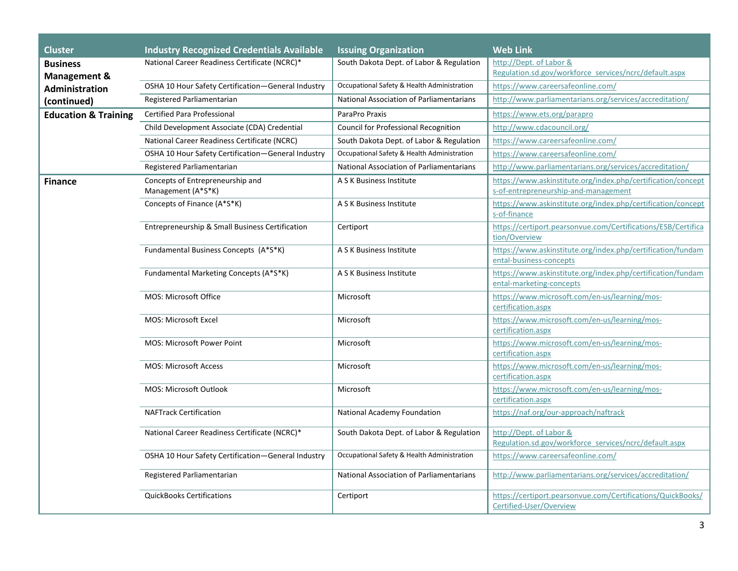| Cluster | Industry Recognized Credentials Available | Issuing Organization | Web Link |
|---|---|---|---|
| **Business Management & Administration (continued)** | National Career Readiness Certificate (NCRC)* | South Dakota Dept. of Labor & Regulation | http://Dept. of Labor & Regulation.sd.gov/workforce_services/ncrc/default.aspx |
| | OSHA 10 Hour Safety Certification—General Industry | Occupational Safety & Health Administration | https://www.careersafeonline.com/ |
| | Registered Parliamentarian | National Association of Parliamentarians | http://www.parliamentarians.org/services/accreditation/ |
| **Education & Training** | Certified Para Professional | ParaPro Praxis | https://www.ets.org/parapro |
| | Child Development Associate (CDA) Credential | Council for Professional Recognition | http://www.cdacouncil.org/ |
| | National Career Readiness Certificate (NCRC) | South Dakota Dept. of Labor & Regulation | https://www.careersafeonline.com/ |
| | OSHA 10 Hour Safety Certification—General Industry | Occupational Safety & Health Administration | https://www.careersafeonline.com/ |
| | Registered Parliamentarian | National Association of Parliamentarians | http://www.parliamentarians.org/services/accreditation/ |
| **Finance** | Concepts of Entrepreneurship and Management (A*S*K) | A S K Business Institute | https://www.askinstitute.org/index.php/certification/concepts-of-entrepreneurship-and-management |
| | Concepts of Finance (A*S*K) | A S K Business Institute | https://www.askinstitute.org/index.php/certification/concepts-of-finance |
| | Entrepreneurship & Small Business Certification | Certiport | https://certiport.pearsonvue.com/Certifications/ESB/Certification/Overview |
| | Fundamental Business Concepts (A*S*K) | A S K Business Institute | https://www.askinstitute.org/index.php/certification/fundamental-business-concepts |
| | Fundamental Marketing Concepts (A*S*K) | A S K Business Institute | https://www.askinstitute.org/index.php/certification/fundamental-marketing-concepts |
| | MOS: Microsoft Office | Microsoft | https://www.microsoft.com/en-us/learning/mos-certification.aspx |
| | MOS: Microsoft Excel | Microsoft | https://www.microsoft.com/en-us/learning/mos-certification.aspx |
| | MOS: Microsoft Power Point | Microsoft | https://www.microsoft.com/en-us/learning/mos-certification.aspx |
| | MOS: Microsoft Access | Microsoft | https://www.microsoft.com/en-us/learning/mos-certification.aspx |
| | MOS: Microsoft Outlook | Microsoft | https://www.microsoft.com/en-us/learning/mos-certification.aspx |
| | NAFTrack Certification | National Academy Foundation | https://naf.org/our-approach/naftrack |
| | National Career Readiness Certificate (NCRC)* | South Dakota Dept. of Labor & Regulation | http://Dept. of Labor & Regulation.sd.gov/workforce_services/ncrc/default.aspx |
| | OSHA 10 Hour Safety Certification—General Industry | Occupational Safety & Health Administration | https://www.careersafeonline.com/ |
| | Registered Parliamentarian | National Association of Parliamentarians | http://www.parliamentarians.org/services/accreditation/ |
| | QuickBooks Certifications | Certiport | https://certiport.pearsonvue.com/Certifications/QuickBooks/Certified-User/Overview |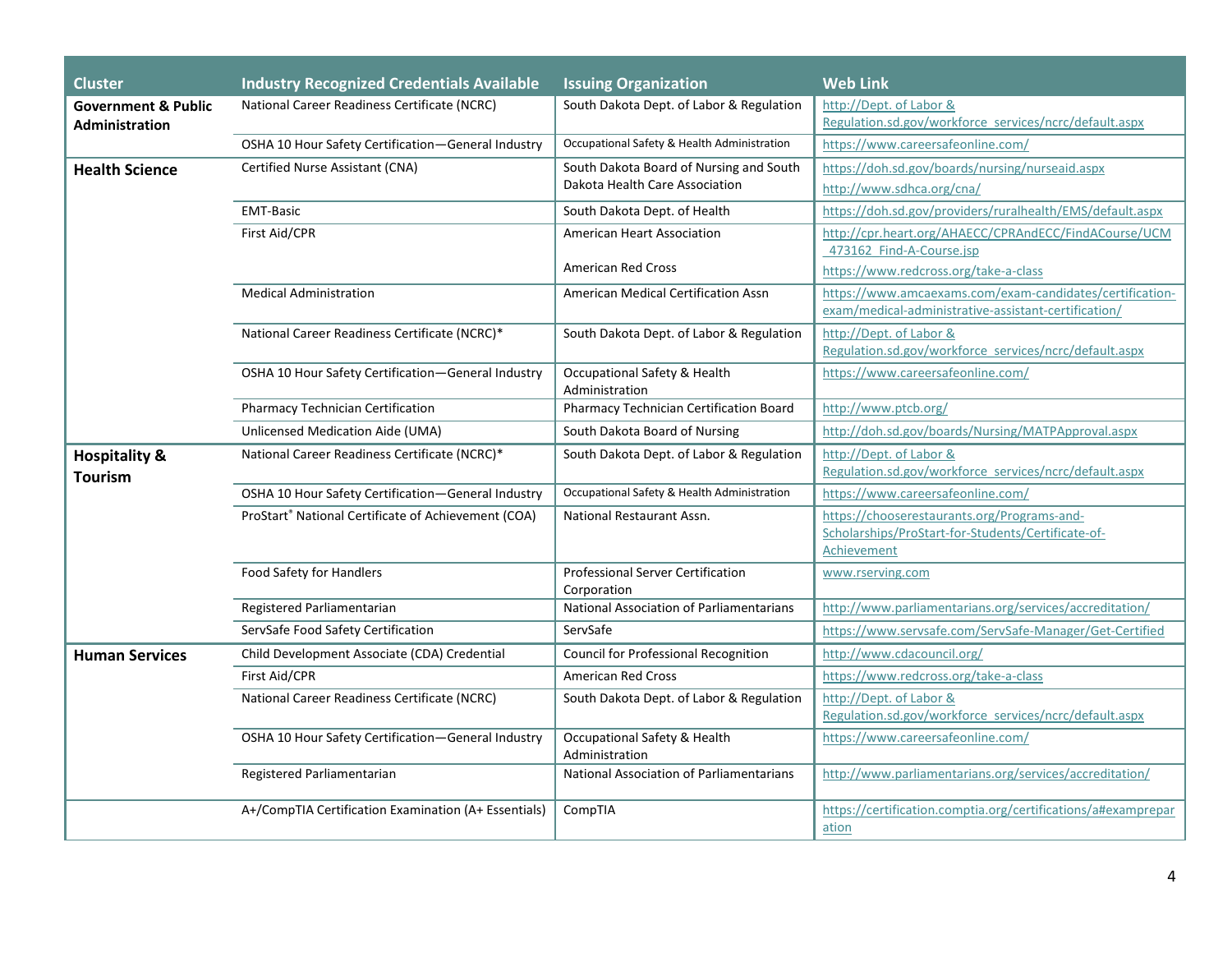| Cluster | Industry Recognized Credentials Available | Issuing Organization | Web Link |
|---|---|---|---|
| **Government & Public Administration** | National Career Readiness Certificate (NCRC) | South Dakota Dept. of Labor & Regulation | http://Dept. of Labor & Regulation.sd.gov/workforce_services/ncrc/default.aspx |
| | OSHA 10 Hour Safety Certification—General Industry | Occupational Safety & Health Administration | https://www.careersafeonline.com/ |
| **Health Science** | Certified Nurse Assistant (CNA) | South Dakota Board of Nursing and South Dakota Health Care Association | https://doh.sd.gov/boards/nursing/nurseaid.aspx http://www.sdhca.org/cna/ |
| | EMT-Basic | South Dakota Dept. of Health | https://doh.sd.gov/providers/ruralhealth/EMS/default.aspx |
| | First Aid/CPR | American Heart Association American Red Cross | http://cpr.heart.org/AHAECC/CPRAndECC/FindACourse/UCM_473162_Find-A-Course.jsp https://www.redcross.org/take-a-class |
| | Medical Administration | American Medical Certification Assn | https://www.amcaexams.com/exam-candidates/certification-exam/medical-administrative-assistant-certification/ |
| | National Career Readiness Certificate (NCRC)* | South Dakota Dept. of Labor & Regulation | http://Dept. of Labor & Regulation.sd.gov/workforce_services/ncrc/default.aspx |
| | OSHA 10 Hour Safety Certification—General Industry | Occupational Safety & Health Administration | https://www.careersafeonline.com/ |
| | Pharmacy Technician Certification | Pharmacy Technician Certification Board | http://www.ptcb.org/ |
| | Unlicensed Medication Aide (UMA) | South Dakota Board of Nursing | http://doh.sd.gov/boards/Nursing/MATPApproval.aspx |
| **Hospitality & Tourism** | National Career Readiness Certificate (NCRC)* | South Dakota Dept. of Labor & Regulation | http://Dept. of Labor & Regulation.sd.gov/workforce_services/ncrc/default.aspx |
| | OSHA 10 Hour Safety Certification—General Industry | Occupational Safety & Health Administration | https://www.careersafeonline.com/ |
| | ProStart® National Certificate of Achievement (COA) | National Restaurant Assn. | https://chooserestaurants.org/Programs-and-Scholarships/ProStart-for-Students/Certificate-of-Achievement |
| | Food Safety for Handlers | Professional Server Certification Corporation | www.rserving.com |
| | Registered Parliamentarian | National Association of Parliamentarians | http://www.parliamentarians.org/services/accreditation/ |
| | ServSafe Food Safety Certification | ServSafe | https://www.servsafe.com/ServSafe-Manager/Get-Certified |
| **Human Services** | Child Development Associate (CDA) Credential | Council for Professional Recognition | http://www.cdacouncil.org/ |
| | First Aid/CPR | American Red Cross | https://www.redcross.org/take-a-class |
| | National Career Readiness Certificate (NCRC) | South Dakota Dept. of Labor & Regulation | http://Dept. of Labor & Regulation.sd.gov/workforce_services/ncrc/default.aspx |
| | OSHA 10 Hour Safety Certification—General Industry | Occupational Safety & Health Administration | https://www.careersafeonline.com/ |
| | Registered Parliamentarian | National Association of Parliamentarians | http://www.parliamentarians.org/services/accreditation/ |
| | A+/CompTIA Certification Examination (A+ Essentials) | CompTIA | https://certification.comptia.org/certifications/a#exampreparation |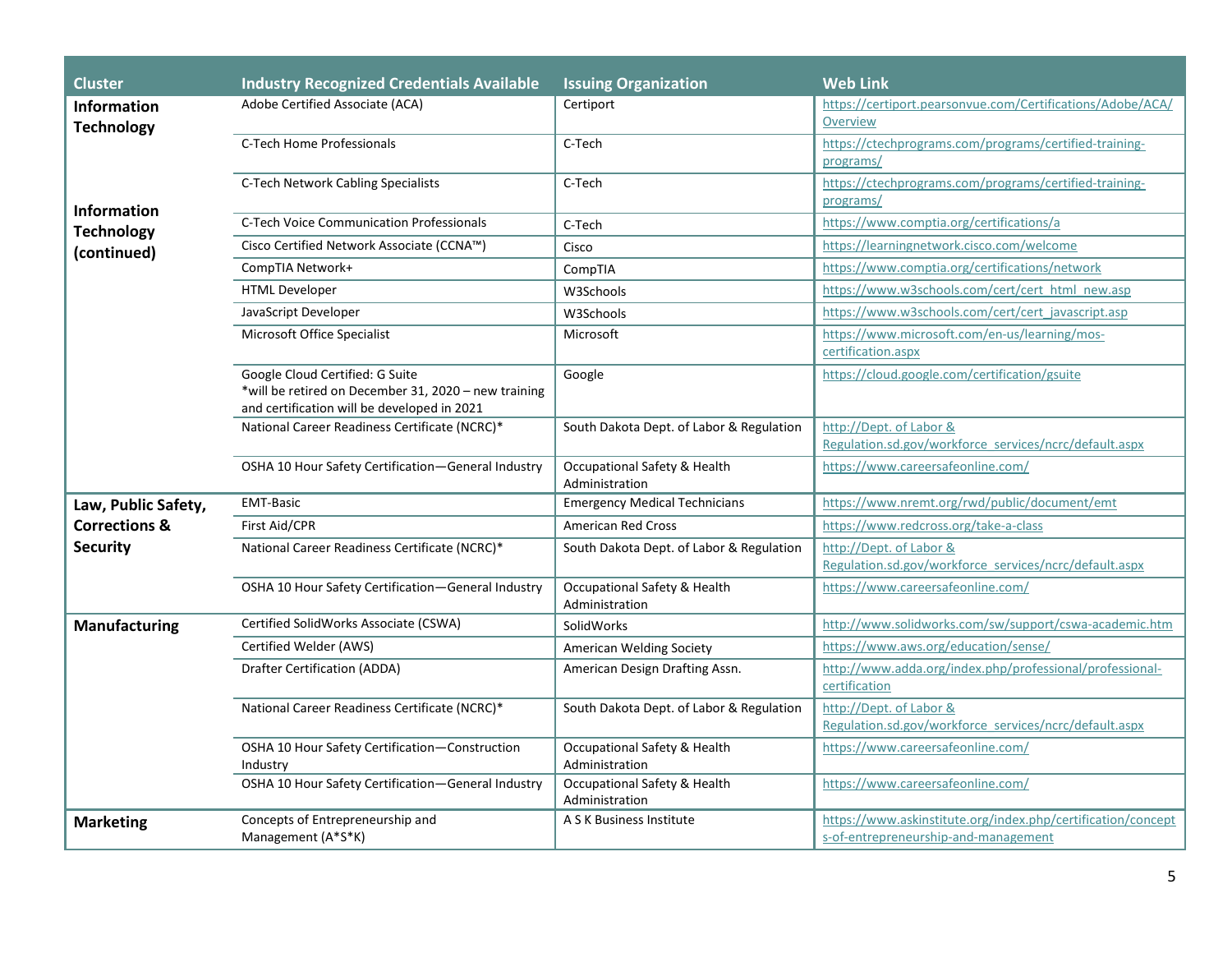| Cluster | Industry Recognized Credentials Available | Issuing Organization | Web Link |
|---|---|---|---|
| **Information Technology** | Adobe Certified Associate (ACA) | Certiport | https://certiport.pearsonvue.com/Certifications/Adobe/ACA/Overview |
| | C-Tech Home Professionals | C-Tech | https://ctechprograms.com/programs/certified-training-programs/ |
| **Information Technology (continued)** | C-Tech Network Cabling Specialists | C-Tech | https://ctechprograms.com/programs/certified-training-programs/ |
| | C-Tech Voice Communication Professionals | C-Tech | https://www.comptia.org/certifications/a |
| | Cisco Certified Network Associate (CCNA™) | Cisco | https://learningnetwork.cisco.com/welcome |
| | CompTIA Network+ | CompTIA | https://www.comptia.org/certifications/network |
| | HTML Developer | W3Schools | https://www.w3schools.com/cert/cert_html_new.asp |
| | JavaScript Developer | W3Schools | https://www.w3schools.com/cert/cert_javascript.asp |
| | Microsoft Office Specialist | Microsoft | https://www.microsoft.com/en-us/learning/mos-certification.aspx |
| | Google Cloud Certified: G Suite *will be retired on December 31, 2020 – new training and certification will be developed in 2021 | Google | https://cloud.google.com/certification/gsuite |
| | National Career Readiness Certificate (NCRC)* | South Dakota Dept. of Labor & Regulation | http://Dept. of Labor & Regulation.sd.gov/workforce_services/ncrc/default.aspx |
| | OSHA 10 Hour Safety Certification—General Industry | Occupational Safety & Health Administration | https://www.careersafeonline.com/ |
| **Law, Public Safety, Corrections & Security** | EMT-Basic | Emergency Medical Technicians | https://www.nremt.org/rwd/public/document/emt |
| | First Aid/CPR | American Red Cross | https://www.redcross.org/take-a-class |
| | National Career Readiness Certificate (NCRC)* | South Dakota Dept. of Labor & Regulation | http://Dept. of Labor & Regulation.sd.gov/workforce_services/ncrc/default.aspx |
| | OSHA 10 Hour Safety Certification—General Industry | Occupational Safety & Health Administration | https://www.careersafeonline.com/ |
| **Manufacturing** | Certified SolidWorks Associate (CSWA) | SolidWorks | http://www.solidworks.com/sw/support/cswa-academic.htm |
| | Certified Welder (AWS) | American Welding Society | https://www.aws.org/education/sense/ |
| | Drafter Certification (ADDA) | American Design Drafting Assn. | http://www.adda.org/index.php/professional/professional-certification |
| | National Career Readiness Certificate (NCRC)* | South Dakota Dept. of Labor & Regulation | http://Dept. of Labor & Regulation.sd.gov/workforce_services/ncrc/default.aspx |
| | OSHA 10 Hour Safety Certification—Construction Industry | Occupational Safety & Health Administration | https://www.careersafeonline.com/ |
| | OSHA 10 Hour Safety Certification—General Industry | Occupational Safety & Health Administration | https://www.careersafeonline.com/ |
| **Marketing** | Concepts of Entrepreneurship and Management (A*S*K) | A S K Business Institute | https://www.askinstitute.org/index.php/certification/concepts-of-entrepreneurship-and-management |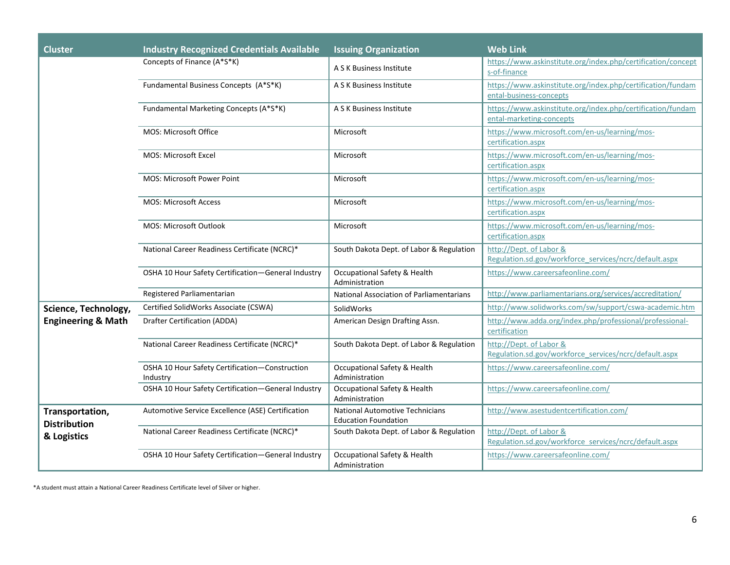| Cluster | Industry Recognized Credentials Available | Issuing Organization | Web Link |
|---|---|---|---|
| | Concepts of Finance (A*S*K) | A S K Business Institute | https://www.askinstitute.org/index.php/certification/concepts-of-finance |
| | Fundamental Business Concepts (A*S*K) | A S K Business Institute | https://www.askinstitute.org/index.php/certification/fundamental-business-concepts |
| | Fundamental Marketing Concepts (A*S*K) | A S K Business Institute | https://www.askinstitute.org/index.php/certification/fundamental-marketing-concepts |
| | MOS: Microsoft Office | Microsoft | https://www.microsoft.com/en-us/learning/mos-certification.aspx |
| | MOS: Microsoft Excel | Microsoft | https://www.microsoft.com/en-us/learning/mos-certification.aspx |
| | MOS: Microsoft Power Point | Microsoft | https://www.microsoft.com/en-us/learning/mos-certification.aspx |
| | MOS: Microsoft Access | Microsoft | https://www.microsoft.com/en-us/learning/mos-certification.aspx |
| | MOS: Microsoft Outlook | Microsoft | https://www.microsoft.com/en-us/learning/mos-certification.aspx |
| | National Career Readiness Certificate (NCRC)* | South Dakota Dept. of Labor & Regulation | http://Dept. of Labor & Regulation.sd.gov/workforce_services/ncrc/default.aspx |
| | OSHA 10 Hour Safety Certification—General Industry | Occupational Safety & Health Administration | https://www.careersafeonline.com/ |
| | Registered Parliamentarian | National Association of Parliamentarians | http://www.parliamentarians.org/services/accreditation/ |
| **Science, Technology, Engineering & Math** | Certified SolidWorks Associate (CSWA) | SolidWorks | http://www.solidworks.com/sw/support/cswa-academic.htm |
| | Drafter Certification (ADDA) | American Design Drafting Assn. | http://www.adda.org/index.php/professional/professional-certification |
| | National Career Readiness Certificate (NCRC)* | South Dakota Dept. of Labor & Regulation | http://Dept. of Labor & Regulation.sd.gov/workforce_services/ncrc/default.aspx |
| | OSHA 10 Hour Safety Certification—Construction Industry | Occupational Safety & Health Administration | https://www.careersafeonline.com/ |
| | OSHA 10 Hour Safety Certification—General Industry | Occupational Safety & Health Administration | https://www.careersafeonline.com/ |
| **Transportation, Distribution & Logistics** | Automotive Service Excellence (ASE) Certification | National Automotive Technicians Education Foundation | http://www.asestudentcertification.com/ |
| | National Career Readiness Certificate (NCRC)* | South Dakota Dept. of Labor & Regulation | http://Dept. of Labor & Regulation.sd.gov/workforce_services/ncrc/default.aspx |
| | OSHA 10 Hour Safety Certification—General Industry | Occupational Safety & Health Administration | https://www.careersafeonline.com/ |

*A student must attain a National Career Readiness Certificate level of Silver or higher.